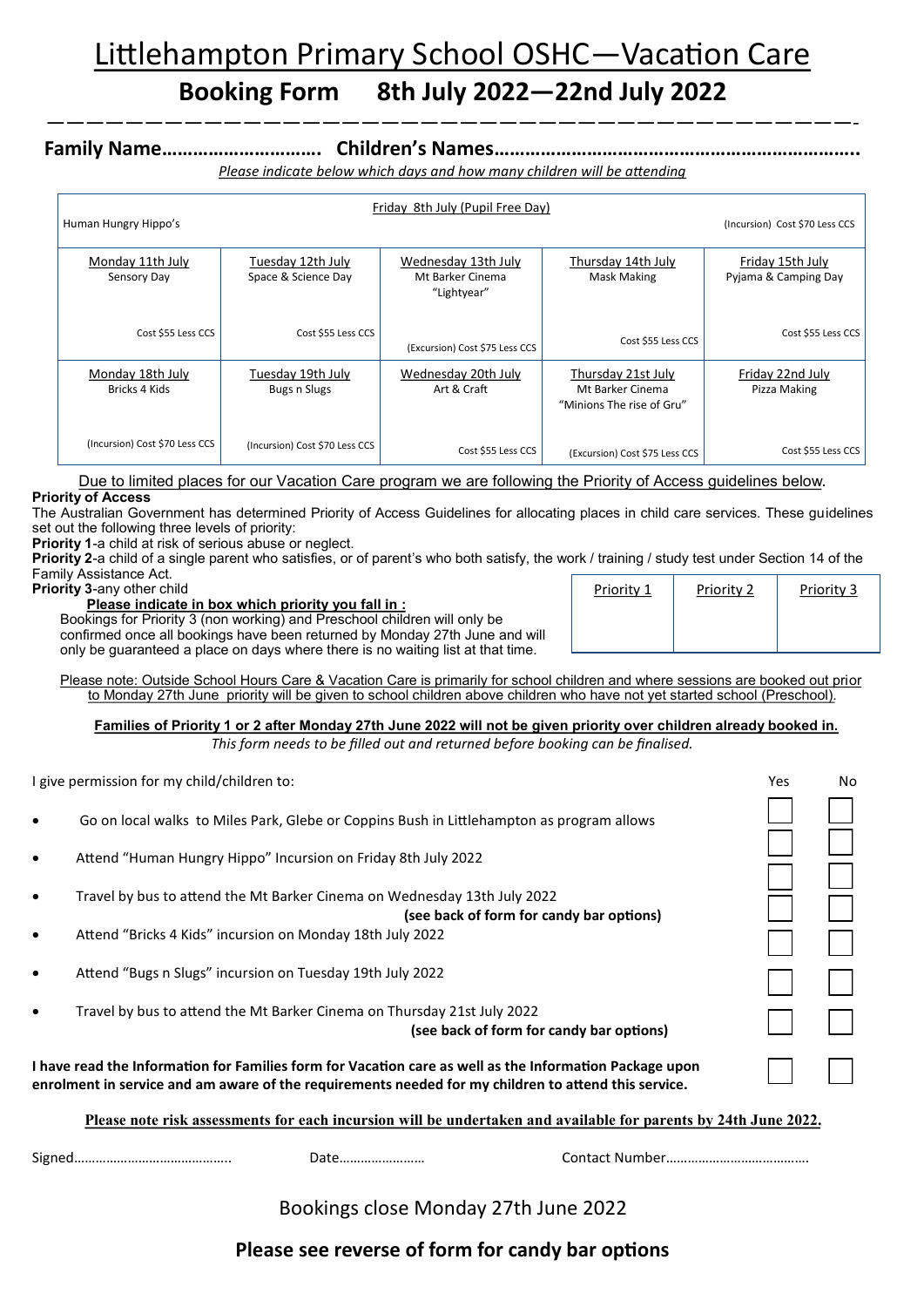# Littlehampton Primary School OSHC—Vacation Care

## Booking Form 8th July 2022—22nd July 2022

**Family Name………………………… Children's Names…………………………………………………………..**

*Please indicate below which days and how many children will be attending*

| Friday 8th July (Pupil Free Day) Human Hungry Hippo's (Incursion) Cost $70 Less CCS | | | | |
|---|---|---|---|---|
| Monday 11th July Sensory Day Cost $55 Less CCS | Tuesday 12th July Space & Science Day Cost $55 Less CCS | Wednesday 13th July Mt Barker Cinema "Lightyear" (Excursion) Cost $75 Less CCS | Thursday 14th July Mask Making Cost $55 Less CCS | Friday 15th July Pyjama & Camping Day Cost $55 Less CCS |
| Monday 18th July Bricks 4 Kids (Incursion) Cost $70 Less CCS | Tuesday 19th July Bugs n Slugs (Incursion) Cost $70 Less CCS | Wednesday 20th July Art & Craft Cost $55 Less CCS | Thursday 21st July Mt Barker Cinema "Minions The rise of Gru" (Excursion) Cost $75 Less CCS | Friday 22nd July Pizza Making Cost $55 Less CCS |

Due to limited places for our Vacation Care program we are following the Priority of Access guidelines below.

**Priority of Access**

The Australian Government has determined Priority of Access Guidelines for allocating places in child care services. These guidelines set out the following three levels of priority:

**Priority 1**-a child at risk of serious abuse or neglect.

**Priority 2**-a child of a single parent who satisfies, or of parent's who both satisfy, the work / training / study test under Section 14 of the Family Assistance Act.

**Priority 3**-any other child

**Please indicate in box which priority you fall in :**

Bookings for Priority 3 (non working) and Preschool children will only be confirmed once all bookings have been returned by Monday 27th June and will only be guaranteed a place on days where there is no waiting list at that time.

| Priority 1 | Priority 2 | Priority 3 |
|---|---|---|
| | | |

Please note: Outside School Hours Care & Vacation Care is primarily for school children and where sessions are booked out prior to Monday 27th June priority will be given to school children above children who have not yet started school (Preschool).

**Families of Priority 1 or 2 after Monday 27th June 2022 will not be given priority over children already booked in.**

*This form needs to be filled out and returned before booking can be finalised.*

| I give permission for my child/children to: | Yes | No |
|---|---|---|
| • Go on local walks to Miles Park, Glebe or Coppins Bush in Littlehampton as program allows | ☐ | ☐ |
| • Attend "Human Hungry Hippo" Incursion on Friday 8th July 2022 | ☐ | ☐ |
| • Travel by bus to attend the Mt Barker Cinema on Wednesday 13th July 2022 **(see back of form for candy bar options)** | ☐ | ☐ |
| • Attend "Bricks 4 Kids" incursion on Monday 18th July 2022 | ☐ | ☐ |
| • Attend "Bugs n Slugs" incursion on Tuesday 19th July 2022 | ☐ | ☐ |
| • Travel by bus to attend the Mt Barker Cinema on Thursday 21st July 2022 **(see back of form for candy bar options)** | ☐ | ☐ |
| **I have read the Information for Families form for Vacation care as well as the Information Package upon enrolment in service and am aware of the requirements needed for my children to attend this service.** | ☐ | ☐ |

**Please note risk assessments for each incursion will be undertaken and available for parents by 24th June 2022.**

Signed…………………………………….. Date…………………… Contact Number…………………………………

Bookings close Monday 27th June 2022

**Please see reverse of form for candy bar options**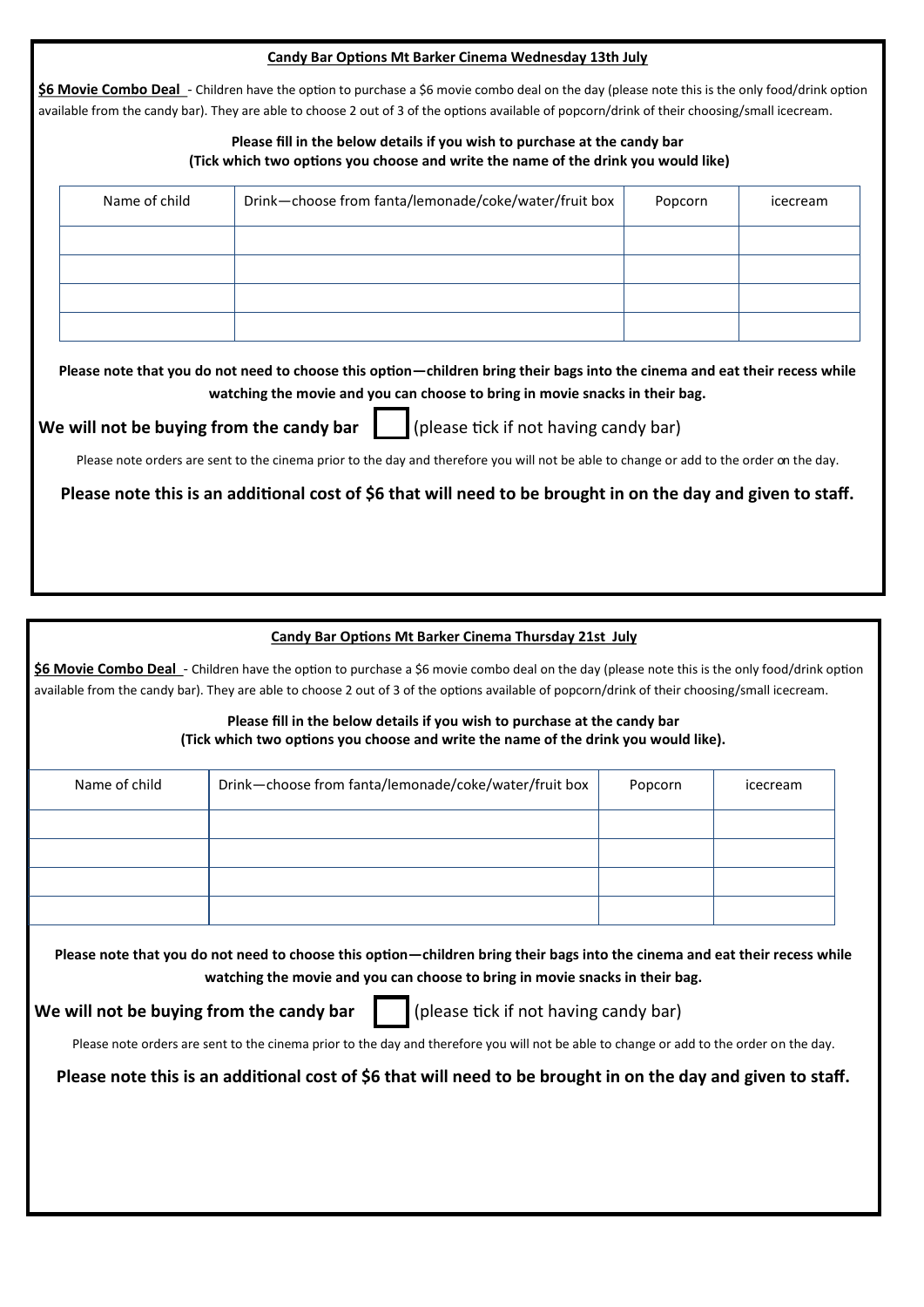**Candy Bar Options Mt Barker Cinema Wednesday 13th July**

**$6 Movie Combo Deal** - Children have the option to purchase a $6 movie combo deal on the day (please note this is the only food/drink option available from the candy bar). They are able to choose 2 out of 3 of the options available of popcorn/drink of their choosing/small icecream.

**Please fill in the below details if you wish to purchase at the candy bar**
**(Tick which two options you choose and write the name of the drink you would like)**

| Name of child | Drink—choose from fanta/lemonade/coke/water/fruit box | Popcorn | icecream |
|---|---|---|---|
| | | | |
| | | | |
| | | | |
| | | | |

**Please note that you do not need to choose this option—children bring their bags into the cinema and eat their recess while watching the movie and you can choose to bring in movie snacks in their bag.**

**We will not be buying from the candy bar** ☐ (please tick if not having candy bar)

Please note orders are sent to the cinema prior to the day and therefore you will not be able to change or add to the order on the day.

**Please note this is an additional cost of $6 that will need to be brought in on the day and given to staff.**

**Candy Bar Options Mt Barker Cinema Thursday 21st July**

**$6 Movie Combo Deal** - Children have the option to purchase a $6 movie combo deal on the day (please note this is the only food/drink option available from the candy bar). They are able to choose 2 out of 3 of the options available of popcorn/drink of their choosing/small icecream.

**Please fill in the below details if you wish to purchase at the candy bar**
**(Tick which two options you choose and write the name of the drink you would like).**

| Name of child | Drink—choose from fanta/lemonade/coke/water/fruit box | Popcorn | icecream |
|---|---|---|---|
| | | | |
| | | | |
| | | | |
| | | | |

**Please note that you do not need to choose this option—children bring their bags into the cinema and eat their recess while watching the movie and you can choose to bring in movie snacks in their bag.**

**We will not be buying from the candy bar** ☐ (please tick if not having candy bar)

Please note orders are sent to the cinema prior to the day and therefore you will not be able to change or add to the order on the day.

**Please note this is an additional cost of $6 that will need to be brought in on the day and given to staff.**